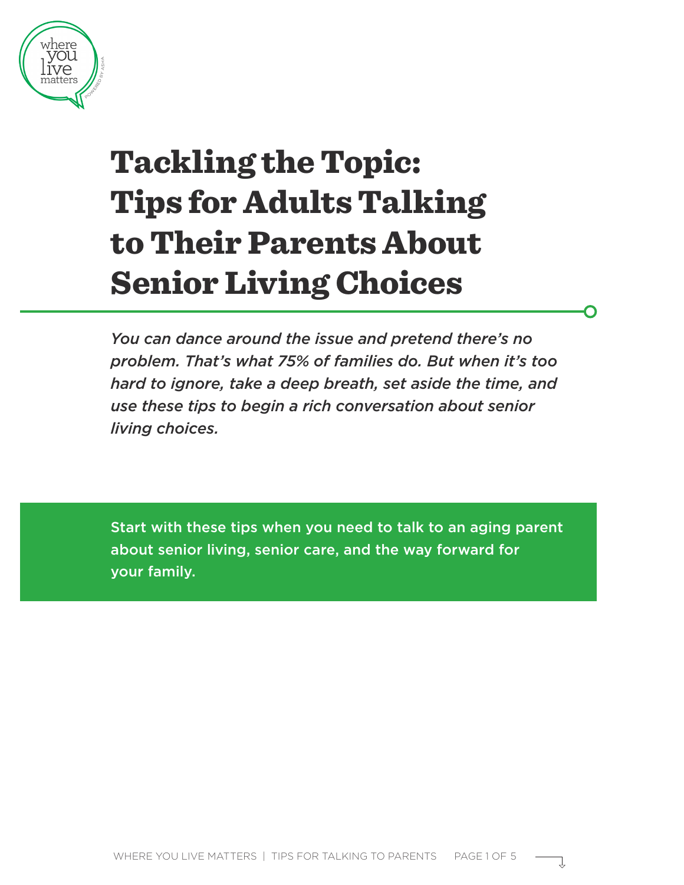# Tackling the Topic: Tips for Adults Talking to Their Parents About Senior Living Choices

*You can dance around the issue and pretend there's no problem. That's what 75% of families do. But when it's too hard to ignore, take a deep breath, set aside the time, and use these tips to begin a rich conversation about senior living choices.*

Start with these tips when you need to talk to an aging parent about senior living, senior care, and the way forward for your family.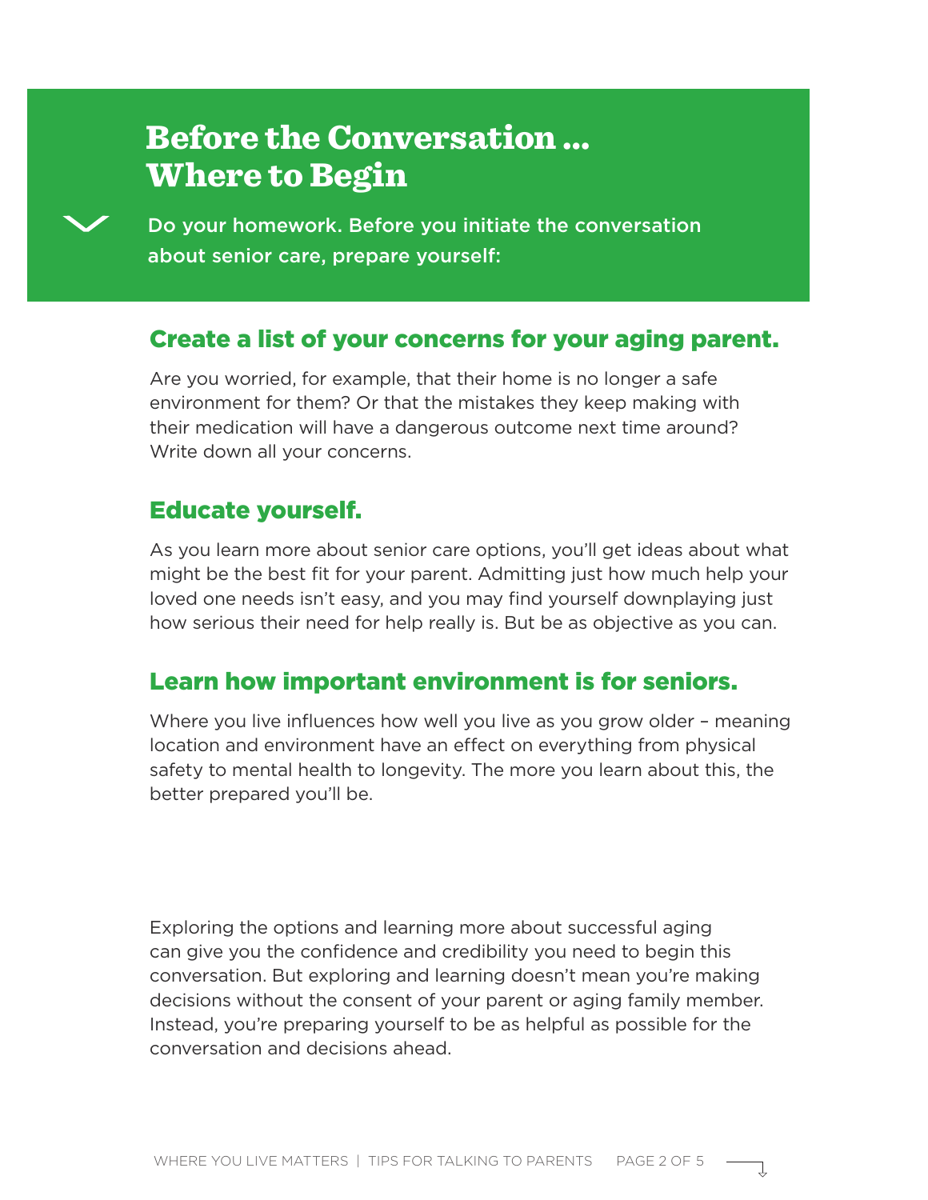# Before the Conversation ... Where to Begin

Do your homework. Before you initiate the conversation about senior care, prepare yourself:

## Create a list of your concerns for your aging parent.

Are you worried, for example, that their home is no longer a safe environment for them? Or that the mistakes they keep making with their medication will have a dangerous outcome next time around? Write down all your concerns.

## Educate yourself.

As you learn more about senior care options, you'll get ideas about what might be the best fit for your parent. Admitting just how much help your loved one needs isn't easy, and you may find yourself downplaying just how serious their need for help really is. But be as objective as you can.

## Learn how important environment is for seniors.

Where you live influences how well you live as you grow older – meaning location and environment have an effect on everything from physical safety to mental health to longevity. The more you learn about this, the better prepared you'll be.

Exploring the options and learning more about successful aging can give you the confidence and credibility you need to begin this conversation. But exploring and learning doesn't mean you're making decisions without the consent of your parent or aging family member. Instead, you're preparing yourself to be as helpful as possible for the conversation and decisions ahead.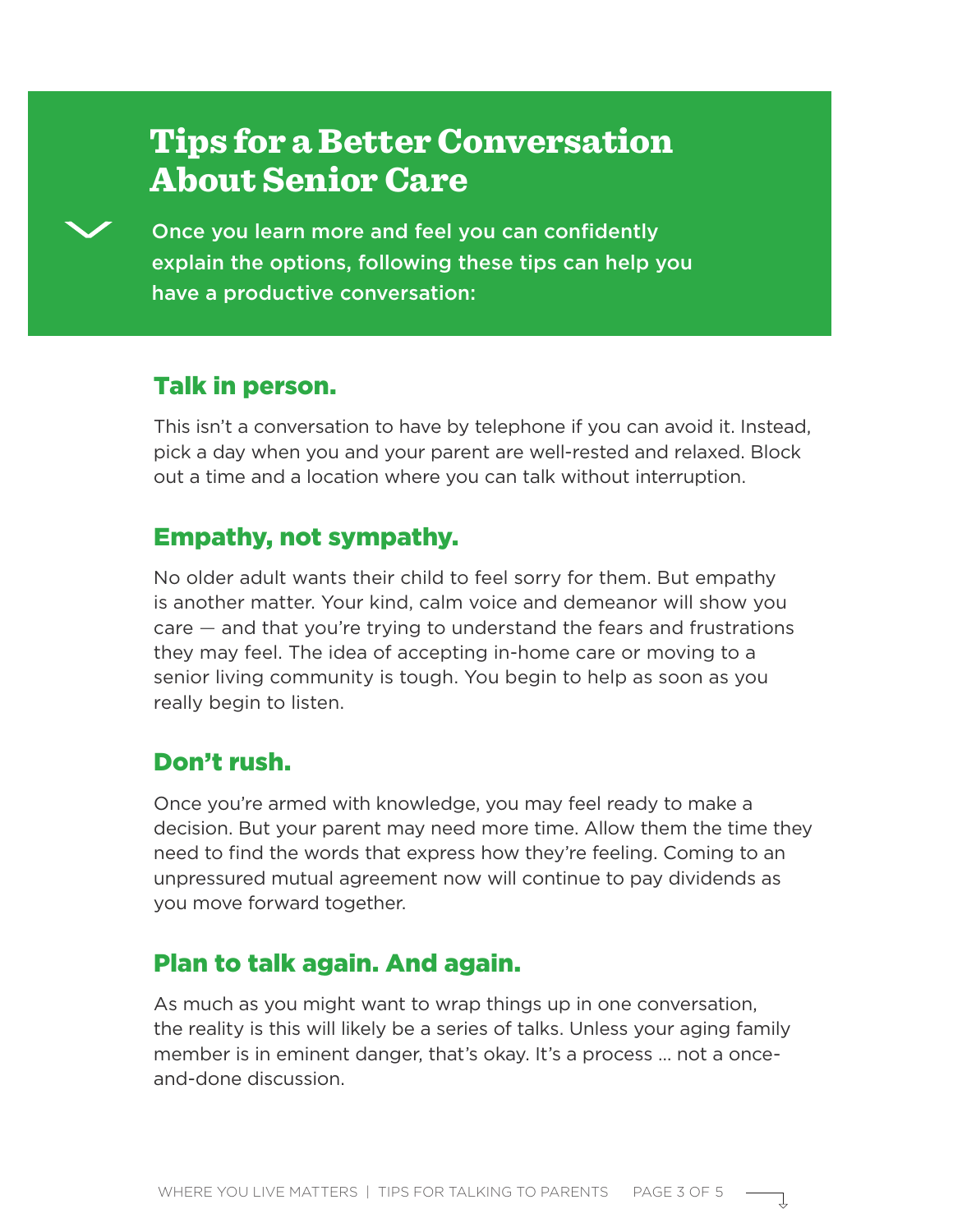# Tips for a Better Conversation About Senior Care

Once you learn more and feel you can confidently explain the options, following these tips can help you have a productive conversation:

## Talk in person.

This isn't a conversation to have by telephone if you can avoid it. Instead, pick a day when you and your parent are well-rested and relaxed. Block out a time and a location where you can talk without interruption.

## Empathy, not sympathy.

No older adult wants their child to feel sorry for them. But empathy is another matter. Your kind, calm voice and demeanor will show you care — and that you're trying to understand the fears and frustrations they may feel. The idea of accepting in-home care or moving to a senior living community is tough. You begin to help as soon as you really begin to listen.

## Don't rush.

Once you're armed with knowledge, you may feel ready to make a decision. But your parent may need more time. Allow them the time they need to find the words that express how they're feeling. Coming to an unpressured mutual agreement now will continue to pay dividends as you move forward together.

## Plan to talk again. And again.

As much as you might want to wrap things up in one conversation, the reality is this will likely be a series of talks. Unless your aging family member is in eminent danger, that's okay. It's a process ... not a once-and-done discussion.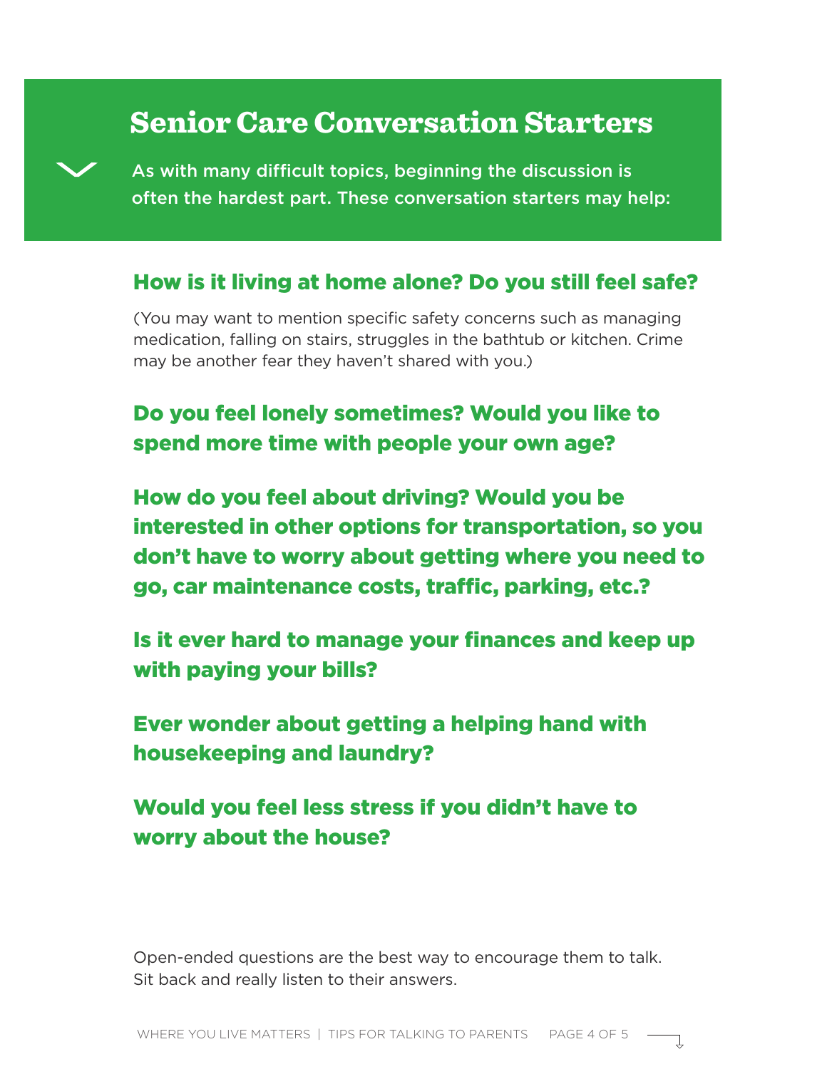# Senior Care Conversation Starters

As with many difficult topics, beginning the discussion is often the hardest part. These conversation starters may help:

## How is it living at home alone? Do you still feel safe?

(You may want to mention specific safety concerns such as managing medication, falling on stairs, struggles in the bathtub or kitchen. Crime may be another fear they haven't shared with you.)

## Do you feel lonely sometimes? Would you like to spend more time with people your own age?

## How do you feel about driving? Would you be interested in other options for transportation, so you don't have to worry about getting where you need to go, car maintenance costs, traffic, parking, etc.?

## Is it ever hard to manage your finances and keep up with paying your bills?

## Ever wonder about getting a helping hand with housekeeping and laundry?

## Would you feel less stress if you didn't have to worry about the house?

Open-ended questions are the best way to encourage them to talk. Sit back and really listen to their answers.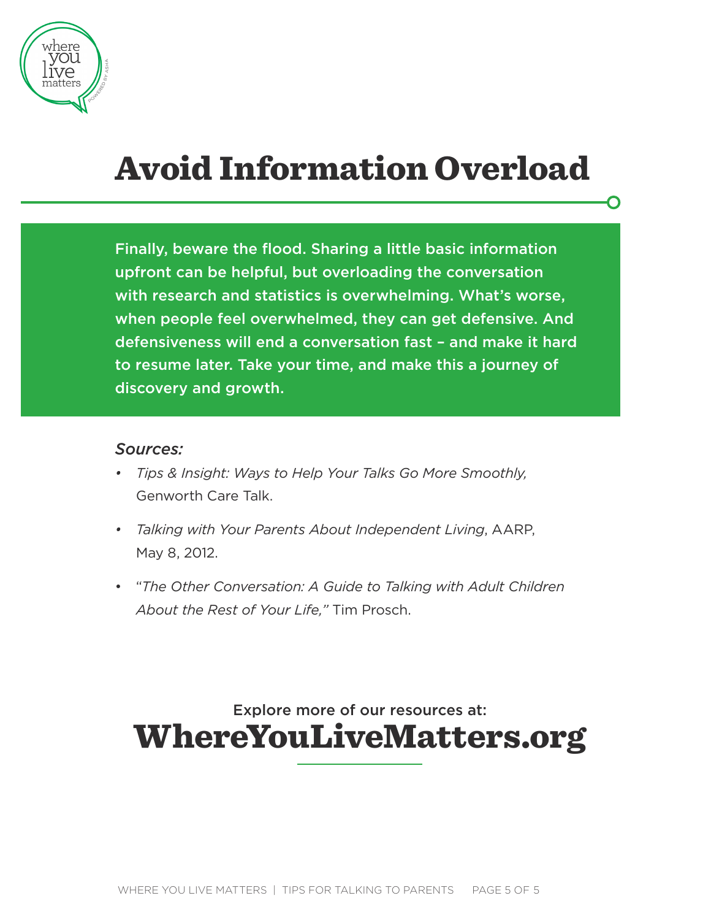# Avoid Information Overload

Finally, beware the flood. Sharing a little basic information upfront can be helpful, but overloading the conversation with research and statistics is overwhelming. What's worse, when people feel overwhelmed, they can get defensive. And defensiveness will end a conversation fast – and make it hard to resume later. Take your time, and make this a journey of discovery and growth.

*Sources:*

- *Tips & Insight: Ways to Help Your Talks Go More Smoothly,* Genworth Care Talk.
- *Talking with Your Parents About Independent Living*, AARP, May 8, 2012.
- "*The Other Conversation: A Guide to Talking with Adult Children About the Rest of Your Life,"* Tim Prosch.

Explore more of our resources at:

**WhereYouLiveMatters.org**